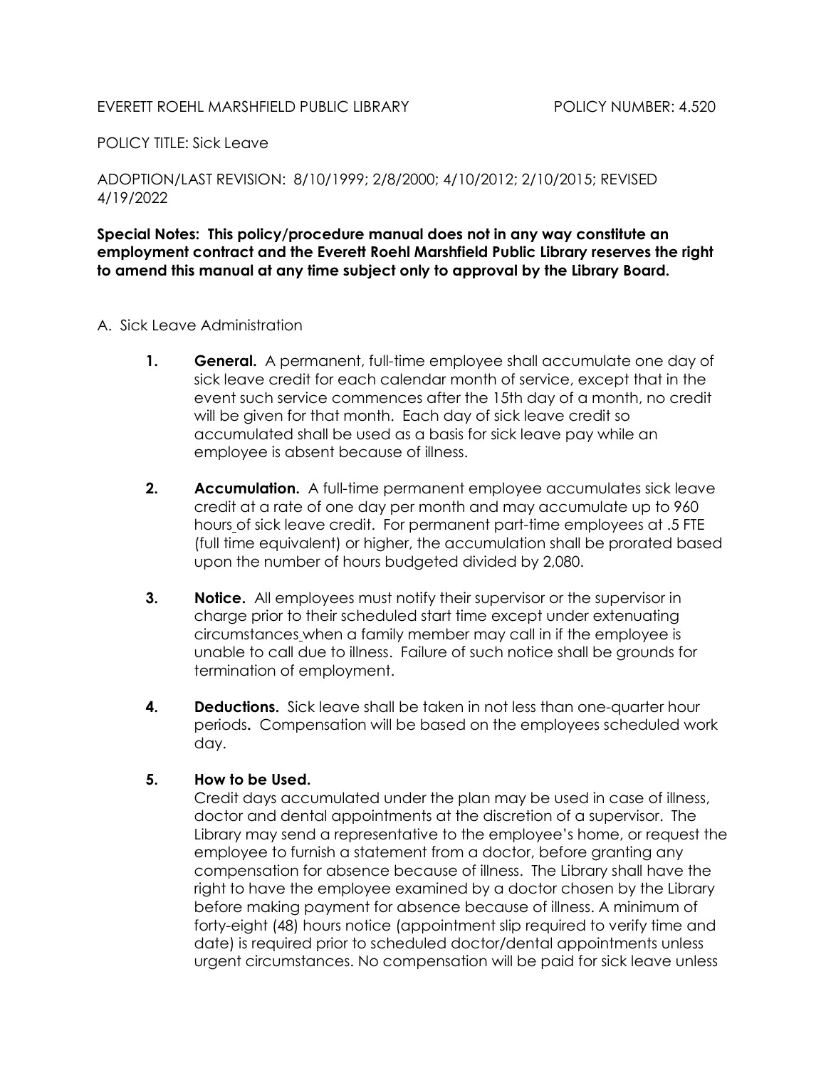EVERETT ROEHL MARSHFIELD PUBLIC LIBRARY POLICY NUMBER: 4.520

POLICY TITLE: Sick Leave

ADOPTION/LAST REVISION: 8/10/1999; 2/8/2000; 4/10/2012; 2/10/2015; REVISED 4/19/2022

**Special Notes: This policy/procedure manual does not in any way constitute an employment contract and the Everett Roehl Marshfield Public Library reserves the right to amend this manual at any time subject only to approval by the Library Board.**

A. Sick Leave Administration

1. **General.** A permanent, full-time employee shall accumulate one day of sick leave credit for each calendar month of service, except that in the event such service commences after the 15th day of a month, no credit will be given for that month. Each day of sick leave credit so accumulated shall be used as a basis for sick leave pay while an employee is absent because of illness.

2. **Accumulation.** A full-time permanent employee accumulates sick leave credit at a rate of one day per month and may accumulate up to 960 hours of sick leave credit. For permanent part-time employees at .5 FTE (full time equivalent) or higher, the accumulation shall be prorated based upon the number of hours budgeted divided by 2,080.

3. **Notice.** All employees must notify their supervisor or the supervisor in charge prior to their scheduled start time except under extenuating circumstances when a family member may call in if the employee is unable to call due to illness. Failure of such notice shall be grounds for termination of employment.

4. **Deductions.** Sick leave shall be taken in not less than one-quarter hour periods**.** Compensation will be based on the employees scheduled work day.

5. **How to be Used.**
   Credit days accumulated under the plan may be used in case of illness, doctor and dental appointments at the discretion of a supervisor. The Library may send a representative to the employee's home, or request the employee to furnish a statement from a doctor, before granting any compensation for absence because of illness. The Library shall have the right to have the employee examined by a doctor chosen by the Library before making payment for absence because of illness. A minimum of forty-eight (48) hours notice (appointment slip required to verify time and date) is required prior to scheduled doctor/dental appointments unless urgent circumstances. No compensation will be paid for sick leave unless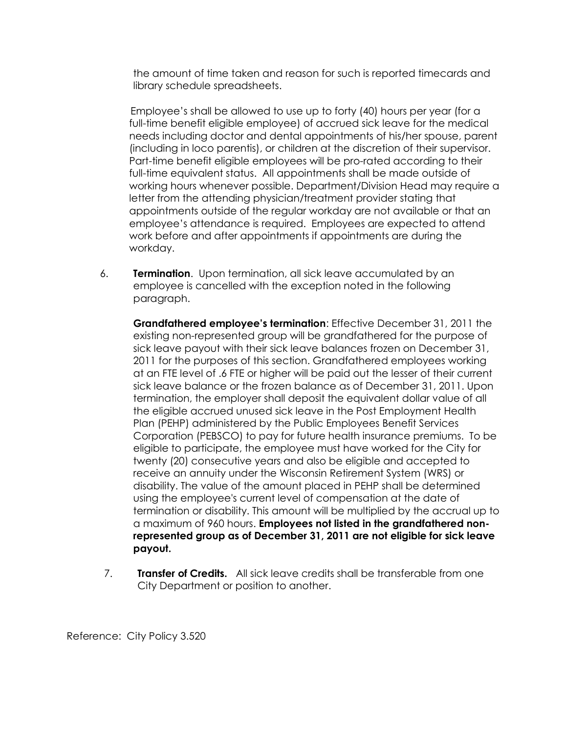the amount of time taken and reason for such is reported timecards and library schedule spreadsheets.

Employee's shall be allowed to use up to forty (40) hours per year (for a full-time benefit eligible employee) of accrued sick leave for the medical needs including doctor and dental appointments of his/her spouse, parent (including in loco parentis), or children at the discretion of their supervisor. Part-time benefit eligible employees will be pro-rated according to their full-time equivalent status. All appointments shall be made outside of working hours whenever possible. Department/Division Head may require a letter from the attending physician/treatment provider stating that appointments outside of the regular workday are not available or that an employee's attendance is required. Employees are expected to attend work before and after appointments if appointments are during the workday.

6. **Termination**. Upon termination, all sick leave accumulated by an employee is cancelled with the exception noted in the following paragraph.

   **Grandfathered employee's termination**: Effective December 31, 2011 the existing non-represented group will be grandfathered for the purpose of sick leave payout with their sick leave balances frozen on December 31, 2011 for the purposes of this section. Grandfathered employees working at an FTE level of .6 FTE or higher will be paid out the lesser of their current sick leave balance or the frozen balance as of December 31, 2011. Upon termination, the employer shall deposit the equivalent dollar value of all the eligible accrued unused sick leave in the Post Employment Health Plan (PEHP) administered by the Public Employees Benefit Services Corporation (PEBSCO) to pay for future health insurance premiums. To be eligible to participate, the employee must have worked for the City for twenty (20) consecutive years and also be eligible and accepted to receive an annuity under the Wisconsin Retirement System (WRS) or disability. The value of the amount placed in PEHP shall be determined using the employee's current level of compensation at the date of termination or disability. This amount will be multiplied by the accrual up to a maximum of 960 hours. **Employees not listed in the grandfathered non-represented group as of December 31, 2011 are not eligible for sick leave payout.**

7. **Transfer of Credits.** All sick leave credits shall be transferable from one City Department or position to another.

Reference: City Policy 3.520